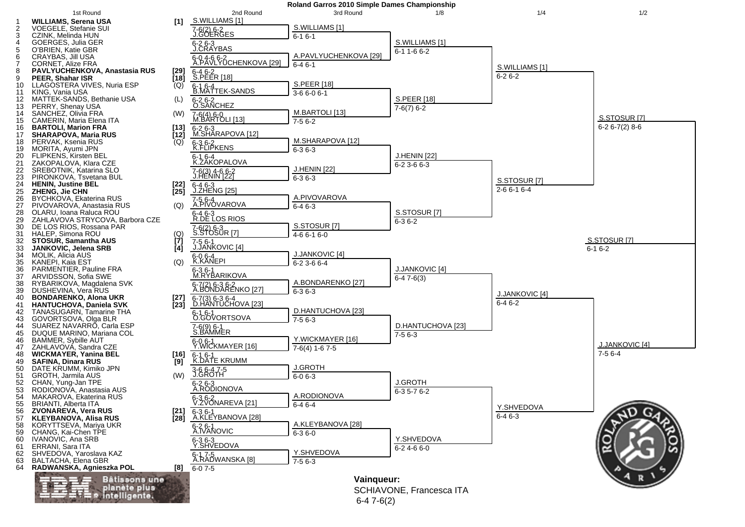# Roland Garros 2010 Simple Dames Championship

## 1st Round

| # | Player | Seed |
|---|---|---|
| 1 | **WILLIAMS, Serena USA** | [1] |
| 2 | VOEGELE, Stefanie SUI | |
| 3 | CZINK, Melinda HUN | |
| 4 | GOERGES, Julia GER | |
| 5 | O'BRIEN, Katie GBR | |
| 6 | CRAYBAS, Jill USA | |
| 7 | CORNET, Alize FRA | |
| 8 | **PAVLYUCHENKOVA, Anastasia RUS** | [29] |
| 9 | **PEER, Shahar ISR** | [18] |
| 10 | LLAGOSTERA VIVES, Nuria ESP | (Q) |
| 11 | KING, Vania USA | |
| 12 | MATTEK-SANDS, Bethanie USA | (L) |
| 13 | PERRY, Shenay USA | |
| 14 | SANCHEZ, Olivia FRA | (W) |
| 15 | CAMERIN, Maria Elena ITA | |
| 16 | **BARTOLI, Marion FRA** | [13] |
| 17 | **SHARAPOVA, Maria RUS** | [12] |
| 18 | PERVAK, Ksenia RUS | (Q) |
| 19 | MORITA, Ayumi JPN | |
| 20 | FLIPKENS, Kirsten BEL | |
| 21 | ZAKOPALOVA, Klara CZE | |
| 22 | SREBOTNIK, Katarina SLO | |
| 23 | PIRONKOVA, Tsvetana BUL | |
| 24 | **HENIN, Justine BEL** | [22] |
| 25 | **ZHENG, Jie CHN** | [25] |
| 26 | BYCHKOVA, Ekaterina RUS | |
| 27 | PIVOVAROVA, Anastasia RUS | (Q) |
| 28 | OLARU, Ioana Raluca ROU | |
| 29 | ZAHLAVOVA STRYCOVA, Barbora CZE | |
| 30 | DE LOS RIOS, Rossana PAR | |
| 31 | HALEP, Simona ROU | (Q) |
| 32 | **STOSUR, Samantha AUS** | [7] |
| 33 | **JANKOVIC, Jelena SRB** | [4] |
| 34 | MOLIK, Alicia AUS | |
| 35 | KANEPI, Kaia EST | (Q) |
| 36 | PARMENTIER, Pauline FRA | |
| 37 | ARVIDSSON, Sofia SWE | |
| 38 | RYBARIKOVA, Magdalena SVK | |
| 39 | DUSHEVINA, Vera RUS | |
| 40 | **BONDARENKO, Alona UKR** | [27] |
| 41 | **HANTUCHOVA, Daniela SVK** | [23] |
| 42 | TANASUGARN, Tamarine THA | |
| 43 | GOVORTSOVA, Olga BLR | |
| 44 | SUAREZ NAVARRO, Carla ESP | |
| 45 | DUQUE MARINO, Mariana COL | |
| 46 | BAMMER, Sybille AUT | |
| 47 | ZAHLAVOVA, Sandra CZE | |
| 48 | **WICKMAYER, Yanina BEL** | [16] |
| 49 | **SAFINA, Dinara RUS** | [9] |
| 50 | DATE KRUMM, Kimiko JPN | |
| 51 | GROTH, Jarmila AUS | (W) |
| 52 | CHAN, Yung-Jan TPE | |
| 53 | RODIONOVA, Anastasia AUS | |
| 54 | MAKAROVA, Ekaterina RUS | |
| 55 | BRIANTI, Alberta ITA | |
| 56 | **ZVONAREVA, Vera RUS** | [21] |
| 57 | **KLEYBANOVA, Alisa RUS** | [28] |
| 58 | KORYTTSEVA, Mariya UKR | |
| 59 | CHANG, Kai-Chen TPE | |
| 60 | IVANOVIC, Ana SRB | |
| 61 | ERRANI, Sara ITA | |
| 62 | SHVEDOVA, Yaroslava KAZ | |
| 63 | BALTACHA, Elena GBR | |
| 64 | **RADWANSKA, Agnieszka POL** | [8] |

## 2nd Round

| Player | Score |
|---|---|
| S.WILLIAMS [1] | 7-6(2) 6-2 |
| J.GOERGES | 6-2 6-3 |
| J.CRAYBAS | 6-0 4-6 6-2 |
| A.PAVLYUCHENKOVA [29] | 6-4 6-2 |
| S.PEER [18] | 6-1 6-4 |
| B.MATTEK-SANDS | 6-2 6-2 |
| O.SANCHEZ | 7-6(4) 6-0 |
| M.BARTOLI [13] | 6-2 6-3 |
| M.SHARAPOVA [12] | 6-3 6-2 |
| K.FLIPKENS | 6-1 6-4 |
| K.ZAKOPALOVA | 7-6(3) 4-6 6-2 |
| J.HENIN [22] | 6-4 6-3 |
| J.ZHENG [25] | 7-5 6-4 |
| A.PIVOVAROVA | 6-4 6-3 |
| R.DE LOS RIOS | 7-6(2) 6-3 |
| S.STOSUR [7] | 7-5 6-1 |
| J.JANKOVIC [4] | 6-0 6-4 |
| K.KANEPI | 6-3 6-1 |
| M.RYBARIKOVA | 6-7(2) 6-3 6-2 |
| A.BONDARENKO [27] | 6-7(3) 6-3 6-4 |
| D.HANTUCHOVA [23] | 6-1 6-1 |
| O.GOVORTSOVA | 7-6(9) 6-1 |
| S.BAMMER | 6-0 6-1 |
| Y.WICKMAYER [16] | 6-1 6-1 |
| K.DATE KRUMM | 3-6 6-4 7-5 |
| J.GROTH | 6-2 6-3 |
| A.RODIONOVA | 6-3 6-2 |
| V.ZVONAREVA [21] | 6-3 6-1 |
| A.KLEYBANOVA [28] | 6-2 6-1 |
| A.IVANOVIC | 6-3 6-3 |
| Y.SHVEDOVA | 6-1 7-5 |
| A.RADWANSKA [8] | 6-0 7-5 |

## 3rd Round

| Player | Score |
|---|---|
| S.WILLIAMS [1] | 6-1 6-1 |
| A.PAVLYUCHENKOVA [29] | 6-4 6-1 |
| S.PEER [18] | 3-6 6-0 6-1 |
| M.BARTOLI [13] | 7-5 6-2 |
| M.SHARAPOVA [12] | 6-3 6-3 |
| J.HENIN [22] | 6-3 6-3 |
| A.PIVOVAROVA | 6-4 6-3 |
| S.STOSUR [7] | 4-6 6-1 6-0 |
| J.JANKOVIC [4] | 6-2 3-6 6-4 |
| A.BONDARENKO [27] | 6-3 6-3 |
| D.HANTUCHOVA [23] | 7-5 6-3 |
| Y.WICKMAYER [16] | 7-6(4) 1-6 7-5 |
| J.GROTH | 6-0 6-3 |
| A.RODIONOVA | 6-4 6-4 |
| A.KLEYBANOVA [28] | 6-3 6-0 |
| Y.SHVEDOVA | 7-5 6-3 |

## 1/8

| Player | Score |
|---|---|
| S.WILLIAMS [1] | 6-1 1-6 6-2 |
| S.PEER [18] | 7-6(7) 6-2 |
| J.HENIN [22] | 6-2 3-6 6-3 |
| S.STOSUR [7] | 6-3 6-2 |
| J.JANKOVIC [4] | 6-4 7-6(3) |
| D.HANTUCHOVA [23] | 7-5 6-3 |
| J.GROTH | 6-3 5-7 6-2 |
| Y.SHVEDOVA | 6-2 4-6 6-0 |

## 1/4

| Player | Score |
|---|---|
| S.WILLIAMS [1] | 6-2 6-2 |
| S.STOSUR [7] | 2-6 6-1 6-4 |
| J.JANKOVIC [4] | 6-4 6-2 |
| Y.SHVEDOVA | 6-4 6-3 |

## 1/2

| Player | Score |
|---|---|
| S.STOSUR [7] | 6-2 6-7(2) 8-6 |
| J.JANKOVIC [4] | 7-5 6-4 |
| S.STOSUR [7] | 6-1 6-2 |

**Vainqueur:**
SCHIAVONE, Francesca ITA
6-4 7-6(2)

Bâtissons une planète plus intelligente.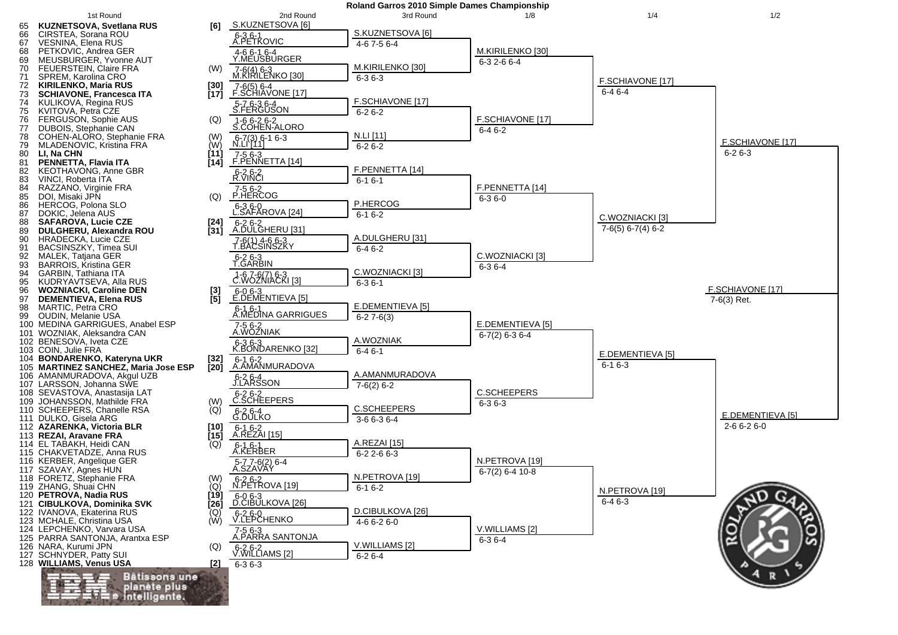## Roland Garros 2010 Simple Dames Championship

### 1st Round

| # | Player | Seed |
|---|---|---|
| 65 | **KUZNETSOVA, Svetlana RUS** | [6] |
| 66 | CIRSTEA, Sorana ROU | |
| 67 | VESNINA, Elena RUS | |
| 68 | PETKOVIC, Andrea GER | |
| 69 | MEUSBURGER, Yvonne AUT | |
| 70 | FEUERSTEIN, Claire FRA | (W) |
| 71 | SPREM, Karolina CRO | |
| 72 | **KIRILENKO, Maria RUS** | [30] |
| 73 | **SCHIAVONE, Francesca ITA** | [17] |
| 74 | KULIKOVA, Regina RUS | |
| 75 | KVITOVA, Petra CZE | |
| 76 | FERGUSON, Sophie AUS | (Q) |
| 77 | DUBOIS, Stephanie CAN | |
| 78 | COHEN-ALORO, Stephanie FRA | (W) |
| 79 | MLADENOVIC, Kristina FRA | (W) |
| 80 | **LI, Na CHN** | [11] |
| 81 | **PENNETTA, Flavia ITA** | [14] |
| 82 | KEOTHAVONG, Anne GBR | |
| 83 | VINCI, Roberta ITA | |
| 84 | RAZZANO, Virginie FRA | |
| 85 | DOI, Misaki JPN | (Q) |
| 86 | HERCOG, Polona SLO | |
| 87 | DOKIC, Jelena AUS | |
| 88 | **SAFAROVA, Lucie CZE** | [24] |
| 89 | **DULGHERU, Alexandra ROU** | [31] |
| 90 | HRADECKA, Lucie CZE | |
| 91 | BACSINSZKY, Timea SUI | |
| 92 | MALEK, Tatjana GER | |
| 93 | BARROIS, Kristina GER | |
| 94 | GARBIN, Tathiana ITA | |
| 95 | KUDRYAVTSEVA, Alla RUS | |
| 96 | **WOZNIACKI, Caroline DEN** | [3] |
| 97 | **DEMENTIEVA, Elena RUS** | [5] |
| 98 | MARTIC, Petra CRO | |
| 99 | OUDIN, Melanie USA | |
| 100 | MEDINA GARRIGUES, Anabel ESP | |
| 101 | WOZNIAK, Aleksandra CAN | |
| 102 | BENESOVA, Iveta CZE | |
| 103 | COIN, Julie FRA | |
| 104 | **BONDARENKO, Kateryna UKR** | [32] |
| 105 | **MARTINEZ SANCHEZ, Maria Jose ESP** | [20] |
| 106 | AMANMURADOVA, Akgul UZB | |
| 107 | LARSSON, Johanna SWE | |
| 108 | SEVASTOVA, Anastasija LAT | |
| 109 | JOHANSSON, Mathilde FRA | (W) |
| 110 | SCHEEPERS, Chanelle RSA | (Q) |
| 111 | DULKO, Gisela ARG | |
| 112 | **AZARENKA, Victoria BLR** | [10] |
| 113 | **REZAI, Aravane FRA** | [15] |
| 114 | EL TABAKH, Heidi CAN | (Q) |
| 115 | CHAKVETADZE, Anna RUS | |
| 116 | KERBER, Angelique GER | |
| 117 | SZAVAY, Agnes HUN | |
| 118 | FORETZ, Stephanie FRA | (W) |
| 119 | ZHANG, Shuai CHN | (Q) |
| 120 | **PETROVA, Nadia RUS** | [19] |
| 121 | **CIBULKOVA, Dominika SVK** | [26] |
| 122 | IVANOVA, Ekaterina RUS | (Q) |
| 123 | MCHALE, Christina USA | (W) |
| 124 | LEPCHENKO, Varvara USA | |
| 125 | PARRA SANTONJA, Arantxa ESP | |
| 126 | NARA, Kurumi JPN | (Q) |
| 127 | SCHNYDER, Patty SUI | |
| 128 | **WILLIAMS, Venus USA** | [2] |

### 2nd Round

| Winner | Score |
|---|---|
| S.KUZNETSOVA [6] | 6-3 6-1 |
| A.PETKOVIC | 4-6 6-1 6-4 |
| Y.MEUSBURGER | 7-6(4) 6-3 |
| M.KIRILENKO [30] | 7-6(5) 6-4 |
| F.SCHIAVONE [17] | 5-7 6-3 6-4 |
| S.FERGUSON | 1-6 6-2 6-2 |
| S.COHEN-ALORO | 6-7(3) 6-1 6-3 |
| N.LI [11] | 7-5 6-3 |
| F.PENNETTA [14] | 6-2 6-2 |
| R.VINCI | 7-5 6-2 |
| P.HERCOG | 6-3 6-0 |
| L.SAFAROVA [24] | 6-2 6-2 |
| A.DULGHERU [31] | 7-6(1) 4-6 6-3 |
| T.BACSINSZKY | 6-2 6-3 |
| T.GARBIN | 1-6 7-6(7) 6-3 |
| C.WOZNIACKI [3] | 6-0 6-3 |
| E.DEMENTIEVA [5] | 6-1 6-1 |
| A.MEDINA GARRIGUES | 7-5 6-2 |
| A.WOZNIAK | 6-3 6-3 |
| K.BONDARENKO [32] | 6-1 6-2 |
| A.AMANMURADOVA | 6-2 6-4 |
| J.LARSSON | 6-2 6-2 |
| C.SCHEEPERS | 6-2 6-4 |
| G.DULKO | 6-1 6-2 |
| A.REZAI [15] | 6-1 6-1 |
| A.KERBER | 5-7 7-6(2) 6-4 |
| A.SZAVAY | 6-2 6-2 |
| N.PETROVA [19] | 6-0 6-3 |
| D.CIBULKOVA [26] | 6-2 6-0 |
| V.LEPCHENKO | 7-5 6-3 |
| A.PARRA SANTONJA | 6-2 6-2 |
| V.WILLIAMS [2] | 6-3 6-3 |

### 3rd Round

| Winner | Score |
|---|---|
| S.KUZNETSOVA [6] | 4-6 7-5 6-4 |
| M.KIRILENKO [30] | 6-3 6-3 |
| F.SCHIAVONE [17] | 6-2 6-2 |
| N.LI [11] | 6-2 6-2 |
| F.PENNETTA [14] | 6-1 6-1 |
| P.HERCOG | 6-1 6-2 |
| A.DULGHERU [31] | 6-4 6-2 |
| C.WOZNIACKI [3] | 6-3 6-1 |
| E.DEMENTIEVA [5] | 6-2 7-6(3) |
| A.WOZNIAK | 6-4 6-1 |
| A.AMANMURADOVA | 7-6(2) 6-2 |
| C.SCHEEPERS | 3-6 6-3 6-4 |
| A.REZAI [15] | 6-2 2-6 6-3 |
| N.PETROVA [19] | 6-1 6-2 |
| D.CIBULKOVA [26] | 4-6 6-2 6-0 |
| V.WILLIAMS [2] | 6-2 6-4 |

### 1/8

| Winner | Score |
|---|---|
| M.KIRILENKO [30] | 6-3 2-6 6-4 |
| F.SCHIAVONE [17] | 6-4 6-2 |
| F.PENNETTA [14] | 6-3 6-0 |
| C.WOZNIACKI [3] | 6-3 6-4 |
| E.DEMENTIEVA [5] | 6-7(2) 6-3 6-4 |
| C.SCHEEPERS | 6-3 6-3 |
| N.PETROVA [19] | 6-7(2) 6-4 10-8 |
| V.WILLIAMS [2] | 6-3 6-4 |

### 1/4

| Winner | Score |
|---|---|
| F.SCHIAVONE [17] | 6-4 6-4 |
| C.WOZNIACKI [3] | 7-6(5) 6-7(4) 6-2 |
| E.DEMENTIEVA [5] | 6-1 6-3 |
| N.PETROVA [19] | 6-4 6-3 |

### 1/2

| Winner | Score |
|---|---|
| F.SCHIAVONE [17] | 6-2 6-3 |
| E.DEMENTIEVA [5] | 2-6 6-2 6-0 |

F.SCHIAVONE [17]
7-6(3) Ret.

Bâtissons une planète plus intelligente.